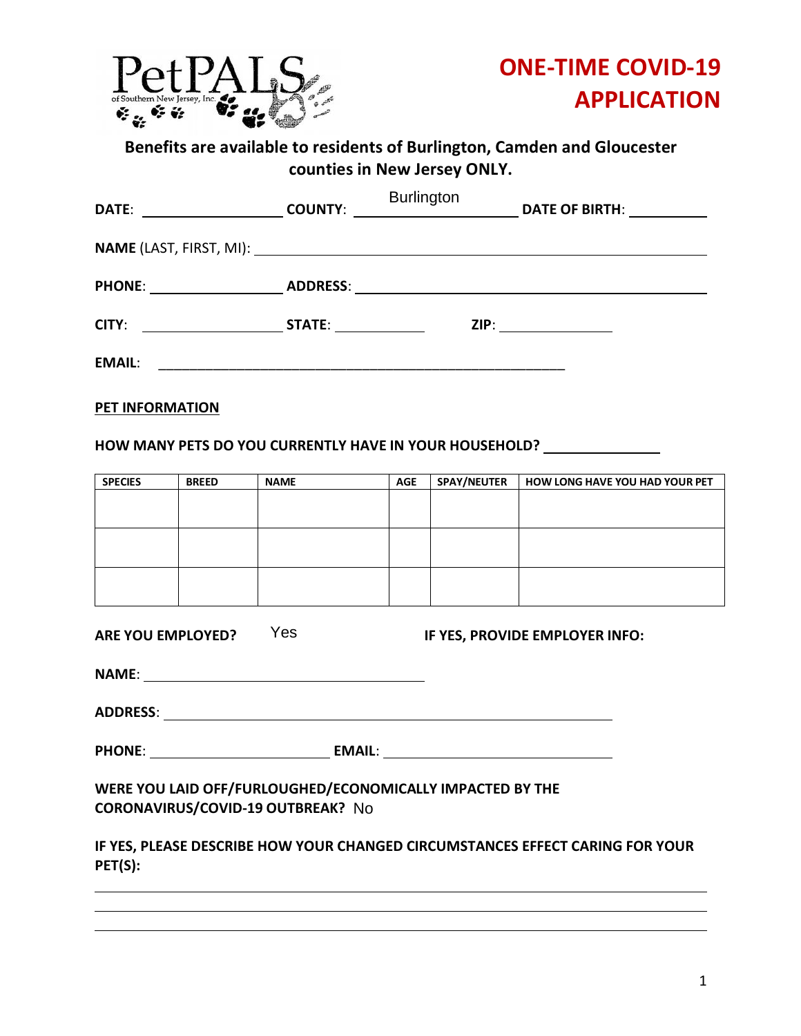PetPALS of Southern New Jersey, Inc.

# ONE-TIME COVID-19 APPLICATION

**Benefits are available to residents of Burlington, Camden and Gloucester counties in New Jersey ONLY.**

**DATE**: ____________ **COUNTY**: Burlington **DATE OF BIRTH**: ____________

**NAME** (LAST, FIRST, MI): ________________________________

**PHONE**: ____________ **ADDRESS**: ________________________________

**CITY**: ____________ **STATE**: ____________ **ZIP**: ____________

**EMAIL**: ________________________________

**PET INFORMATION**

**HOW MANY PETS DO YOU CURRENTLY HAVE IN YOUR HOUSEHOLD?** ____________

| SPECIES | BREED | NAME | AGE | SPAY/NEUTER | HOW LONG HAVE YOU HAD YOUR PET |
|---|---|---|---|---|---|
| | | | | | |
| | | | | | |
| | | | | | |

**ARE YOU EMPLOYED?** Yes **IF YES, PROVIDE EMPLOYER INFO:**

**NAME**: ________________________________

**ADDRESS**: ________________________________

**PHONE**: ____________ **EMAIL**: ____________

**WERE YOU LAID OFF/FURLOUGHED/ECONOMICALLY IMPACTED BY THE CORONAVIRUS/COVID-19 OUTBREAK?** No

**IF YES, PLEASE DESCRIBE HOW YOUR CHANGED CIRCUMSTANCES EFFECT CARING FOR YOUR PET(S):**

________________________________

________________________________

________________________________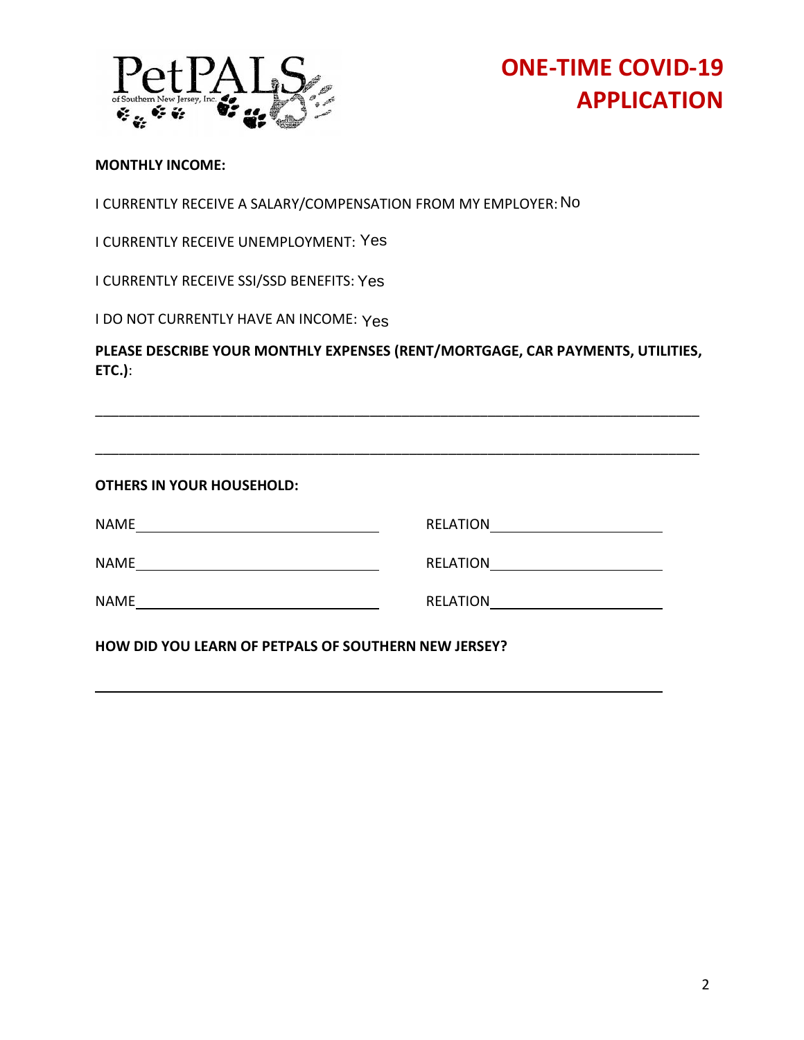# ONE-TIME COVID-19 APPLICATION

**MONTHLY INCOME:**

I CURRENTLY RECEIVE A SALARY/COMPENSATION FROM MY EMPLOYER: No

I CURRENTLY RECEIVE UNEMPLOYMENT: Yes

I CURRENTLY RECEIVE SSI/SSD BENEFITS: Yes

I DO NOT CURRENTLY HAVE AN INCOME: Yes

**PLEASE DESCRIBE YOUR MONTHLY EXPENSES (RENT/MORTGAGE, CAR PAYMENTS, UTILITIES, ETC.)**:

\_\_\_\_\_\_\_\_\_\_\_\_\_\_\_\_\_\_\_\_\_\_\_\_\_\_\_\_\_\_\_\_\_\_\_\_\_\_\_\_\_\_\_\_\_\_\_\_\_\_\_\_\_\_\_\_\_\_\_\_\_\_\_\_\_\_\_\_\_\_\_\_

\_\_\_\_\_\_\_\_\_\_\_\_\_\_\_\_\_\_\_\_\_\_\_\_\_\_\_\_\_\_\_\_\_\_\_\_\_\_\_\_\_\_\_\_\_\_\_\_\_\_\_\_\_\_\_\_\_\_\_\_\_\_\_\_\_\_\_\_\_\_\_\_

**OTHERS IN YOUR HOUSEHOLD:**

NAME \_\_\_\_\_\_\_\_\_\_\_\_\_\_\_\_\_\_\_\_\_\_\_\_\_\_\_\_ RELATION \_\_\_\_\_\_\_\_\_\_\_\_\_\_\_\_\_\_\_\_

NAME \_\_\_\_\_\_\_\_\_\_\_\_\_\_\_\_\_\_\_\_\_\_\_\_\_\_\_\_ RELATION \_\_\_\_\_\_\_\_\_\_\_\_\_\_\_\_\_\_\_\_

NAME \_\_\_\_\_\_\_\_\_\_\_\_\_\_\_\_\_\_\_\_\_\_\_\_\_\_\_\_ RELATION \_\_\_\_\_\_\_\_\_\_\_\_\_\_\_\_\_\_\_\_

**HOW DID YOU LEARN OF PETPALS OF SOUTHERN NEW JERSEY?**

\_\_\_\_\_\_\_\_\_\_\_\_\_\_\_\_\_\_\_\_\_\_\_\_\_\_\_\_\_\_\_\_\_\_\_\_\_\_\_\_\_\_\_\_\_\_\_\_\_\_\_\_\_\_\_\_\_\_\_\_\_\_\_\_\_\_\_\_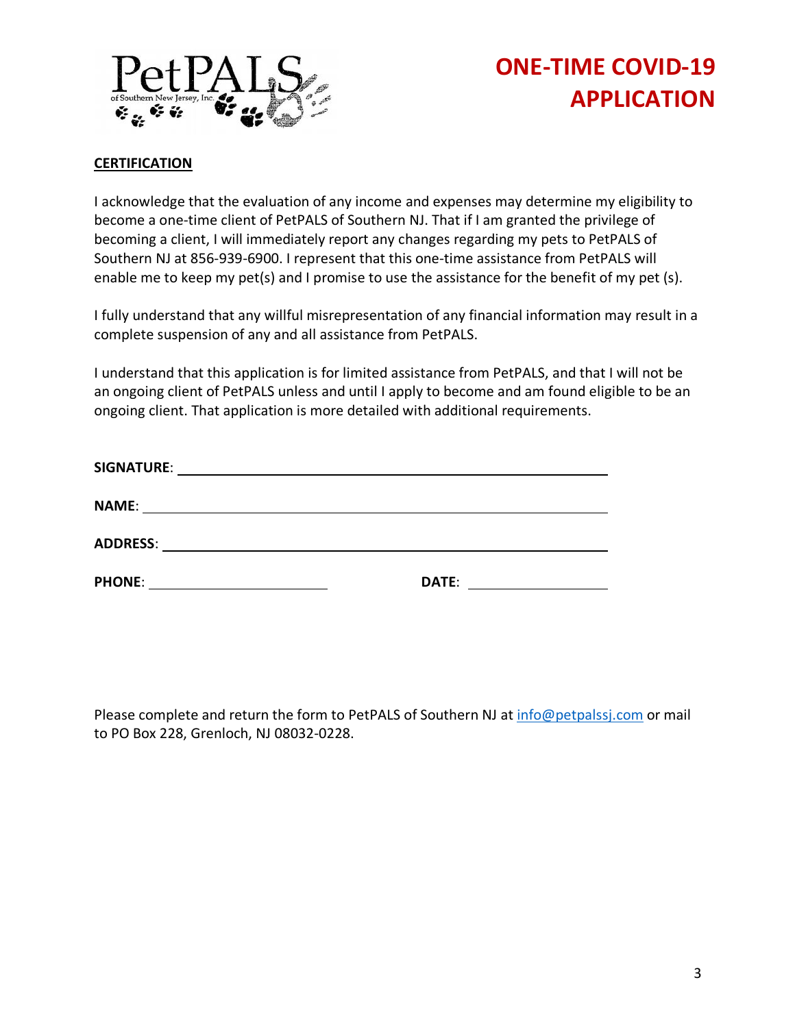PetPALS of Southern New Jersey, Inc.

# ONE-TIME COVID-19 APPLICATION

**CERTIFICATION**

I acknowledge that the evaluation of any income and expenses may determine my eligibility to become a one-time client of PetPALS of Southern NJ. That if I am granted the privilege of becoming a client, I will immediately report any changes regarding my pets to PetPALS of Southern NJ at 856-939-6900. I represent that this one-time assistance from PetPALS will enable me to keep my pet(s) and I promise to use the assistance for the benefit of my pet (s).

I fully understand that any willful misrepresentation of any financial information may result in a complete suspension of any and all assistance from PetPALS.

I understand that this application is for limited assistance from PetPALS, and that I will not be an ongoing client of PetPALS unless and until I apply to become and am found eligible to be an ongoing client. That application is more detailed with additional requirements.

**SIGNATURE**: ______________________________

**NAME**: ______________________________

**ADDRESS**: ______________________________

**PHONE**: ____________________ **DATE**: ____________________

Please complete and return the form to PetPALS of Southern NJ at info@petpalssj.com or mail to PO Box 228, Grenloch, NJ 08032-0228.